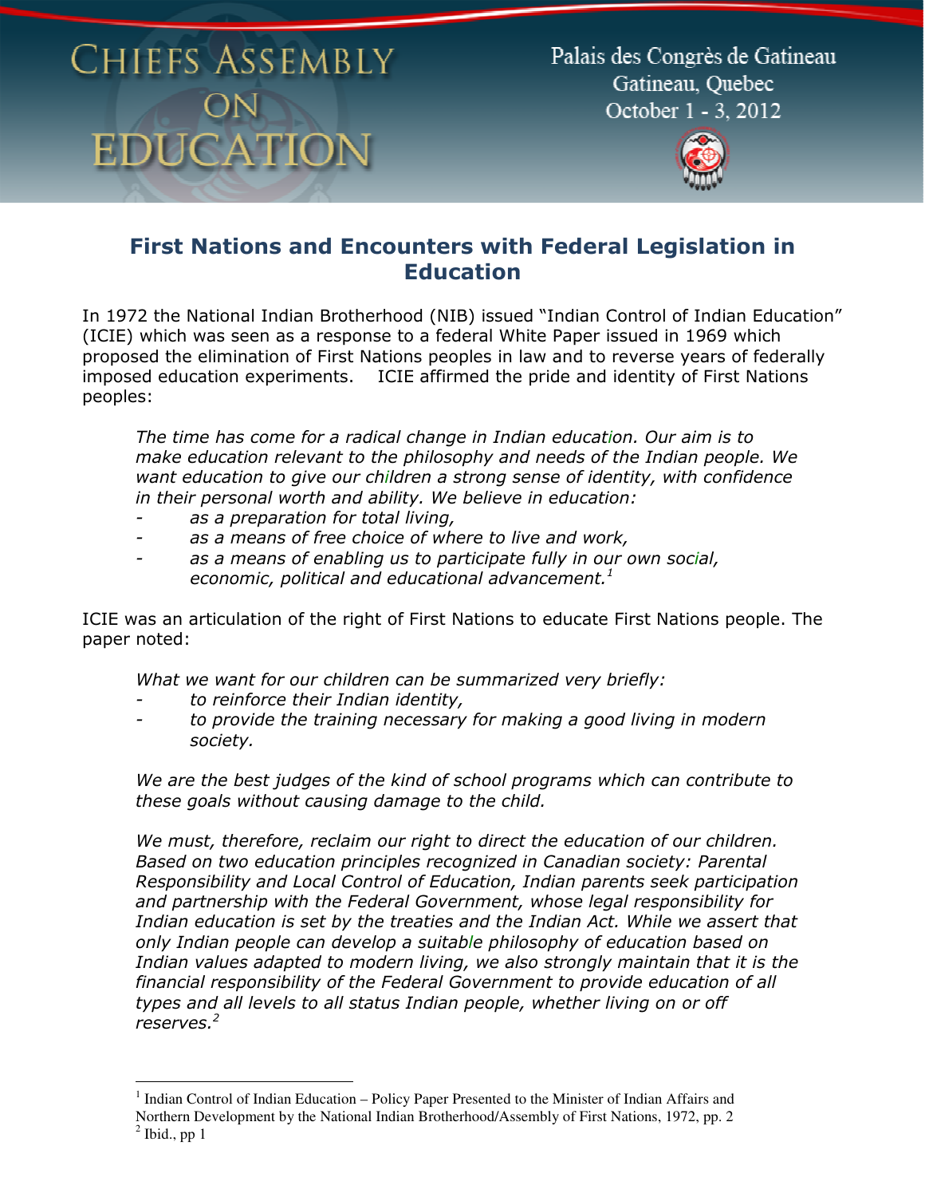Chiefs Assembly on Education

Palais des Congrès de Gatineau
Gatineau, Quebec
October 1 - 3, 2012

# First Nations and Encounters with Federal Legislation in Education

In 1972 the National Indian Brotherhood (NIB) issued "Indian Control of Indian Education" (ICIE) which was seen as a response to a federal White Paper issued in 1969 which proposed the elimination of First Nations peoples in law and to reverse years of federally imposed education experiments. ICIE affirmed the pride and identity of First Nations peoples:

> *The time has come for a radical change in Indian education. Our aim is to make education relevant to the philosophy and needs of the Indian people. We want education to give our children a strong sense of identity, with confidence in their personal worth and ability. We believe in education:*
>
> - *as a preparation for total living,*
> - *as a means of free choice of where to live and work,*
> - *as a means of enabling us to participate fully in our own social, economic, political and educational advancement.*[1]

ICIE was an articulation of the right of First Nations to educate First Nations people. The paper noted:

> *What we want for our children can be summarized very briefly:*
>
> - *to reinforce their Indian identity,*
> - *to provide the training necessary for making a good living in modern society.*
>
> *We are the best judges of the kind of school programs which can contribute to these goals without causing damage to the child.*
>
> *We must, therefore, reclaim our right to direct the education of our children. Based on two education principles recognized in Canadian society: Parental Responsibility and Local Control of Education, Indian parents seek participation and partnership with the Federal Government, whose legal responsibility for Indian education is set by the treaties and the Indian Act. While we assert that only Indian people can develop a suitable philosophy of education based on Indian values adapted to modern living, we also strongly maintain that it is the financial responsibility of the Federal Government to provide education of all types and all levels to all status Indian people, whether living on or off reserves.*[2]

---

[1] Indian Control of Indian Education – Policy Paper Presented to the Minister of Indian Affairs and Northern Development by the National Indian Brotherhood/Assembly of First Nations, 1972, pp. 2

[2] Ibid., pp 1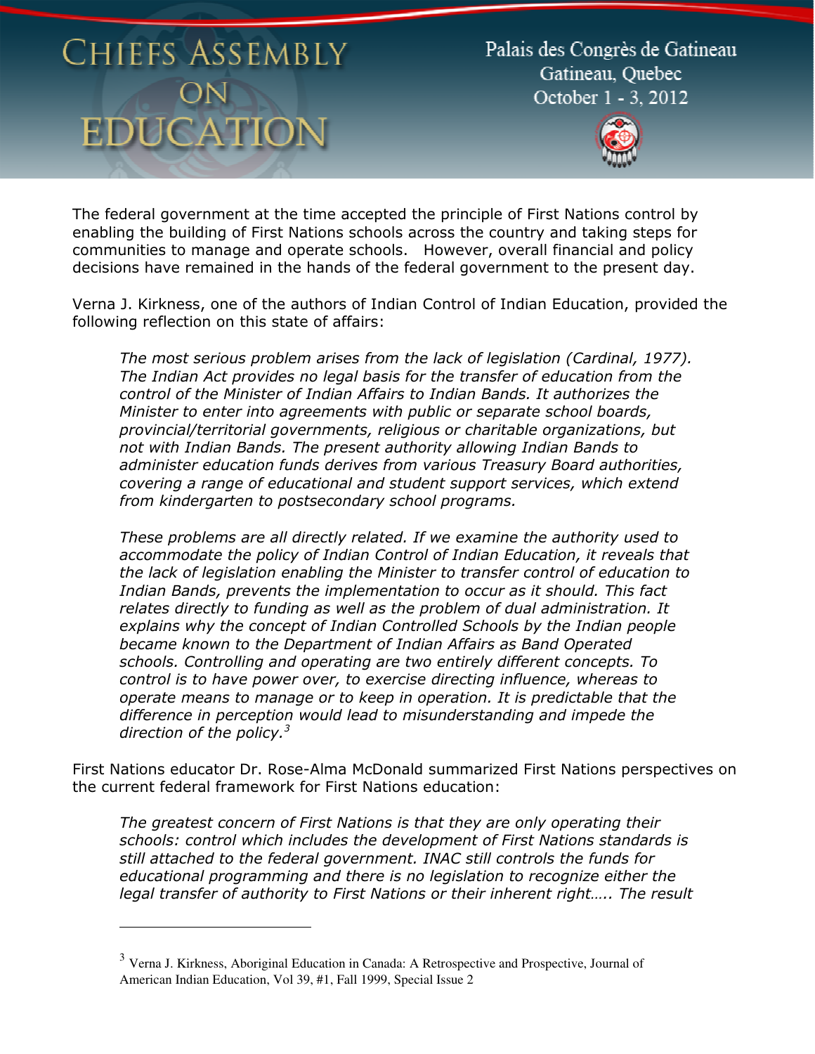The federal government at the time accepted the principle of First Nations control by enabling the building of First Nations schools across the country and taking steps for communities to manage and operate schools. However, overall financial and policy decisions have remained in the hands of the federal government to the present day.

Verna J. Kirkness, one of the authors of Indian Control of Indian Education, provided the following reflection on this state of affairs:

> *The most serious problem arises from the lack of legislation (Cardinal, 1977). The Indian Act provides no legal basis for the transfer of education from the control of the Minister of Indian Affairs to Indian Bands. It authorizes the Minister to enter into agreements with public or separate school boards, provincial/territorial governments, religious or charitable organizations, but not with Indian Bands. The present authority allowing Indian Bands to administer education funds derives from various Treasury Board authorities, covering a range of educational and student support services, which extend from kindergarten to postsecondary school programs.*
>
> *These problems are all directly related. If we examine the authority used to accommodate the policy of Indian Control of Indian Education, it reveals that the lack of legislation enabling the Minister to transfer control of education to Indian Bands, prevents the implementation to occur as it should. This fact relates directly to funding as well as the problem of dual administration. It explains why the concept of Indian Controlled Schools by the Indian people became known to the Department of Indian Affairs as Band Operated schools. Controlling and operating are two entirely different concepts. To control is to have power over, to exercise directing influence, whereas to operate means to manage or to keep in operation. It is predictable that the difference in perception would lead to misunderstanding and impede the direction of the policy.*[3]

First Nations educator Dr. Rose-Alma McDonald summarized First Nations perspectives on the current federal framework for First Nations education:

> *The greatest concern of First Nations is that they are only operating their schools: control which includes the development of First Nations standards is still attached to the federal government. INAC still controls the funds for educational programming and there is no legislation to recognize either the legal transfer of authority to First Nations or their inherent right….. The result*

[3] Verna J. Kirkness, Aboriginal Education in Canada: A Retrospective and Prospective, Journal of American Indian Education, Vol 39, #1, Fall 1999, Special Issue 2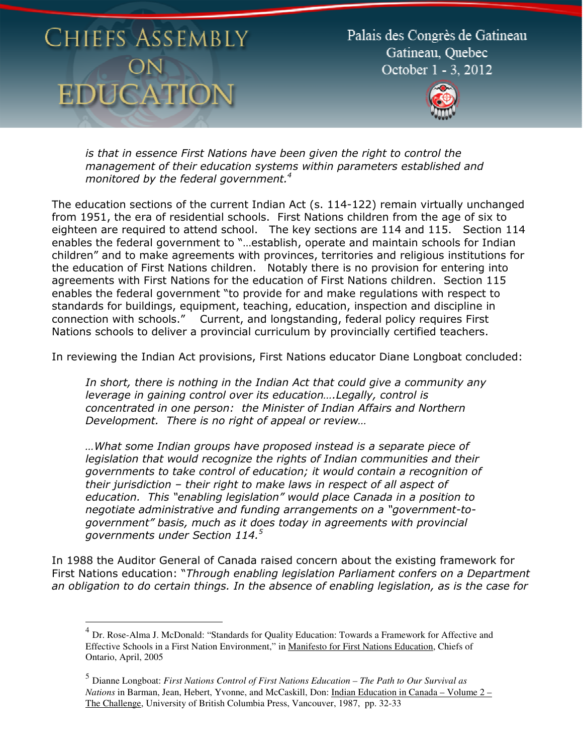*is that in essence First Nations have been given the right to control the management of their education systems within parameters established and monitored by the federal government.*[4]

The education sections of the current Indian Act (s. 114-122) remain virtually unchanged from 1951, the era of residential schools. First Nations children from the age of six to eighteen are required to attend school. The key sections are 114 and 115. Section 114 enables the federal government to "…establish, operate and maintain schools for Indian children" and to make agreements with provinces, territories and religious institutions for the education of First Nations children. Notably there is no provision for entering into agreements with First Nations for the education of First Nations children. Section 115 enables the federal government "to provide for and make regulations with respect to standards for buildings, equipment, teaching, education, inspection and discipline in connection with schools." Current, and longstanding, federal policy requires First Nations schools to deliver a provincial curriculum by provincially certified teachers.

In reviewing the Indian Act provisions, First Nations educator Diane Longboat concluded:

> *In short, there is nothing in the Indian Act that could give a community any leverage in gaining control over its education….Legally, control is concentrated in one person: the Minister of Indian Affairs and Northern Development. There is no right of appeal or review…*
>
> *…What some Indian groups have proposed instead is a separate piece of legislation that would recognize the rights of Indian communities and their governments to take control of education; it would contain a recognition of their jurisdiction – their right to make laws in respect of all aspect of education. This "enabling legislation" would place Canada in a position to negotiate administrative and funding arrangements on a "government-to-government" basis, much as it does today in agreements with provincial governments under Section 114.*[5]

In 1988 the Auditor General of Canada raised concern about the existing framework for First Nations education: "*Through enabling legislation Parliament confers on a Department an obligation to do certain things. In the absence of enabling legislation, as is the case for*

---

[4] Dr. Rose-Alma J. McDonald: "Standards for Quality Education: Towards a Framework for Affective and Effective Schools in a First Nation Environment," in Manifesto for First Nations Education, Chiefs of Ontario, April, 2005

[5] Dianne Longboat: *First Nations Control of First Nations Education – The Path to Our Survival as Nations* in Barman, Jean, Hebert, Yvonne, and McCaskill, Don: Indian Education in Canada – Volume 2 – The Challenge, University of British Columbia Press, Vancouver, 1987, pp. 32-33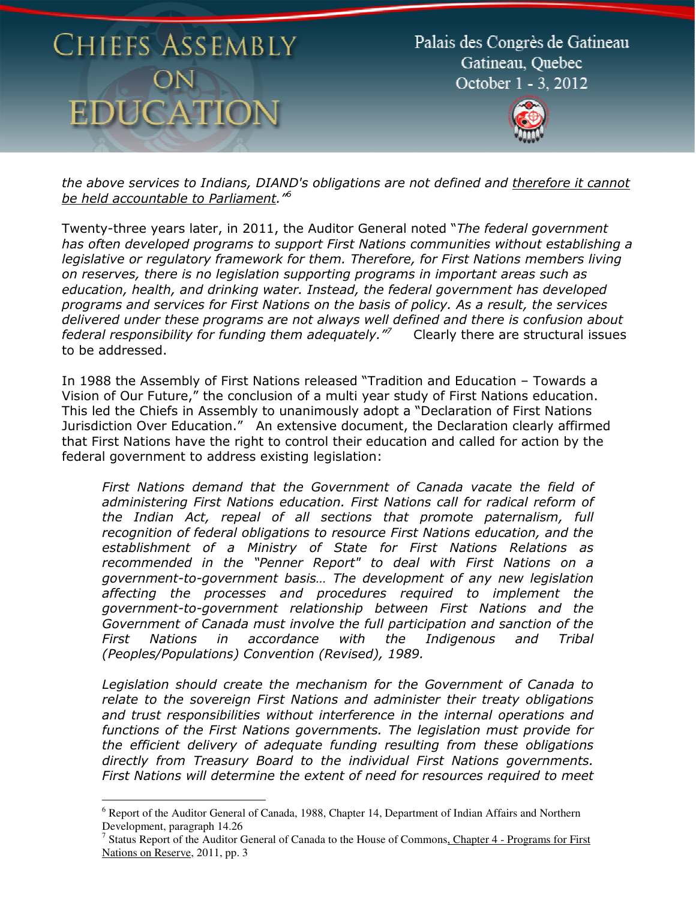*the above services to Indians, DIAND's obligations are not defined and <u>therefore it cannot be held accountable to Parliament</u>."*[6]

Twenty-three years later, in 2011, the Auditor General noted "*The federal government has often developed programs to support First Nations communities without establishing a legislative or regulatory framework for them. Therefore, for First Nations members living on reserves, there is no legislation supporting programs in important areas such as education, health, and drinking water. Instead, the federal government has developed programs and services for First Nations on the basis of policy. As a result, the services delivered under these programs are not always well defined and there is confusion about federal responsibility for funding them adequately."*[7] Clearly there are structural issues to be addressed.

In 1988 the Assembly of First Nations released "Tradition and Education – Towards a Vision of Our Future," the conclusion of a multi year study of First Nations education. This led the Chiefs in Assembly to unanimously adopt a "Declaration of First Nations Jurisdiction Over Education." An extensive document, the Declaration clearly affirmed that First Nations have the right to control their education and called for action by the federal government to address existing legislation:

> *First Nations demand that the Government of Canada vacate the field of administering First Nations education. First Nations call for radical reform of the Indian Act, repeal of all sections that promote paternalism, full recognition of federal obligations to resource First Nations education, and the establishment of a Ministry of State for First Nations Relations as recommended in the "Penner Report" to deal with First Nations on a government-to-government basis… The development of any new legislation affecting the processes and procedures required to implement the government-to-government relationship between First Nations and the Government of Canada must involve the full participation and sanction of the First Nations in accordance with the Indigenous and Tribal (Peoples/Populations) Convention (Revised), 1989.*
>
> *Legislation should create the mechanism for the Government of Canada to relate to the sovereign First Nations and administer their treaty obligations and trust responsibilities without interference in the internal operations and functions of the First Nations governments. The legislation must provide for the efficient delivery of adequate funding resulting from these obligations directly from Treasury Board to the individual First Nations governments. First Nations will determine the extent of need for resources required to meet*

---

[6] Report of the Auditor General of Canada, 1988, Chapter 14, Department of Indian Affairs and Northern Development, paragraph 14.26

[7] Status Report of the Auditor General of Canada to the House of Commons, <u>Chapter 4 - Programs for First Nations on Reserve</u>, 2011, pp. 3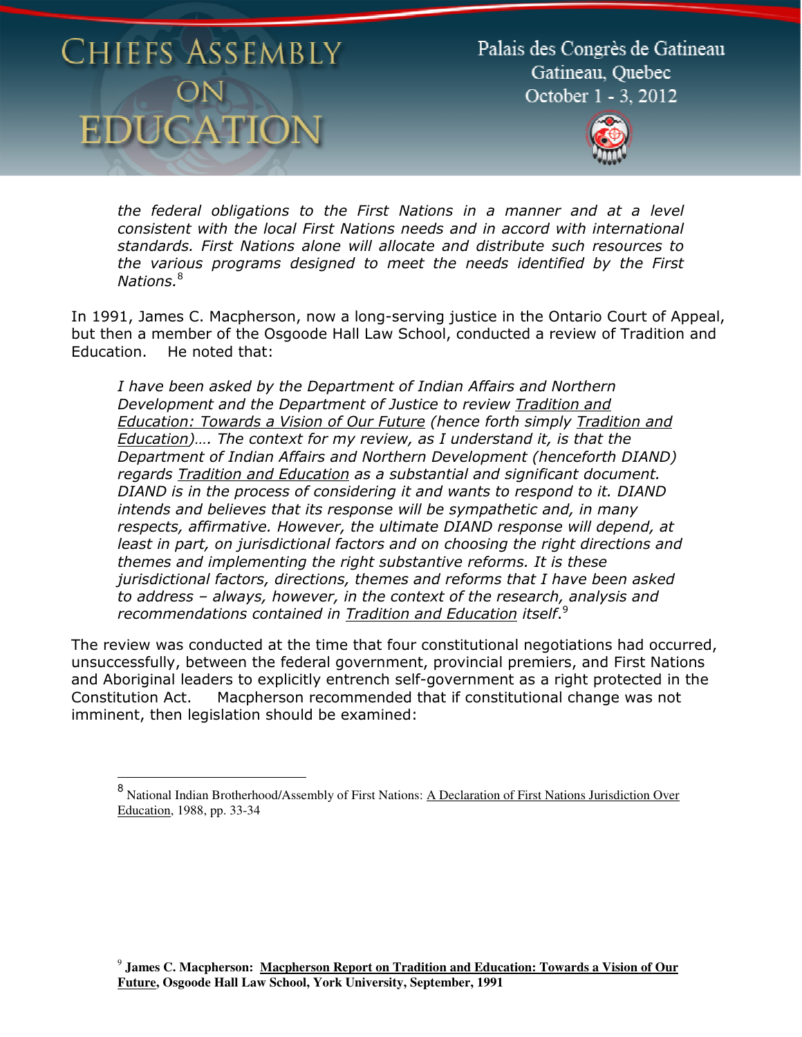> *the federal obligations to the First Nations in a manner and at a level consistent with the local First Nations needs and in accord with international standards. First Nations alone will allocate and distribute such resources to the various programs designed to meet the needs identified by the First Nations.*[8]

In 1991, James C. Macpherson, now a long-serving justice in the Ontario Court of Appeal, but then a member of the Osgoode Hall Law School, conducted a review of Tradition and Education. He noted that:

> *I have been asked by the Department of Indian Affairs and Northern Development and the Department of Justice to review Tradition and Education: Towards a Vision of Our Future (hence forth simply Tradition and Education)…. The context for my review, as I understand it, is that the Department of Indian Affairs and Northern Development (henceforth DIAND) regards Tradition and Education as a substantial and significant document. DIAND is in the process of considering it and wants to respond to it. DIAND intends and believes that its response will be sympathetic and, in many respects, affirmative. However, the ultimate DIAND response will depend, at least in part, on jurisdictional factors and on choosing the right directions and themes and implementing the right substantive reforms. It is these jurisdictional factors, directions, themes and reforms that I have been asked to address – always, however, in the context of the research, analysis and recommendations contained in Tradition and Education itself.*[9]

The review was conducted at the time that four constitutional negotiations had occurred, unsuccessfully, between the federal government, provincial premiers, and First Nations and Aboriginal leaders to explicitly entrench self-government as a right protected in the Constitution Act. Macpherson recommended that if constitutional change was not imminent, then legislation should be examined:

---

[8] National Indian Brotherhood/Assembly of First Nations: A Declaration of First Nations Jurisdiction Over Education, 1988, pp. 33-34

[9] **James C. Macpherson: Macpherson Report on Tradition and Education: Towards a Vision of Our Future, Osgoode Hall Law School, York University, September, 1991**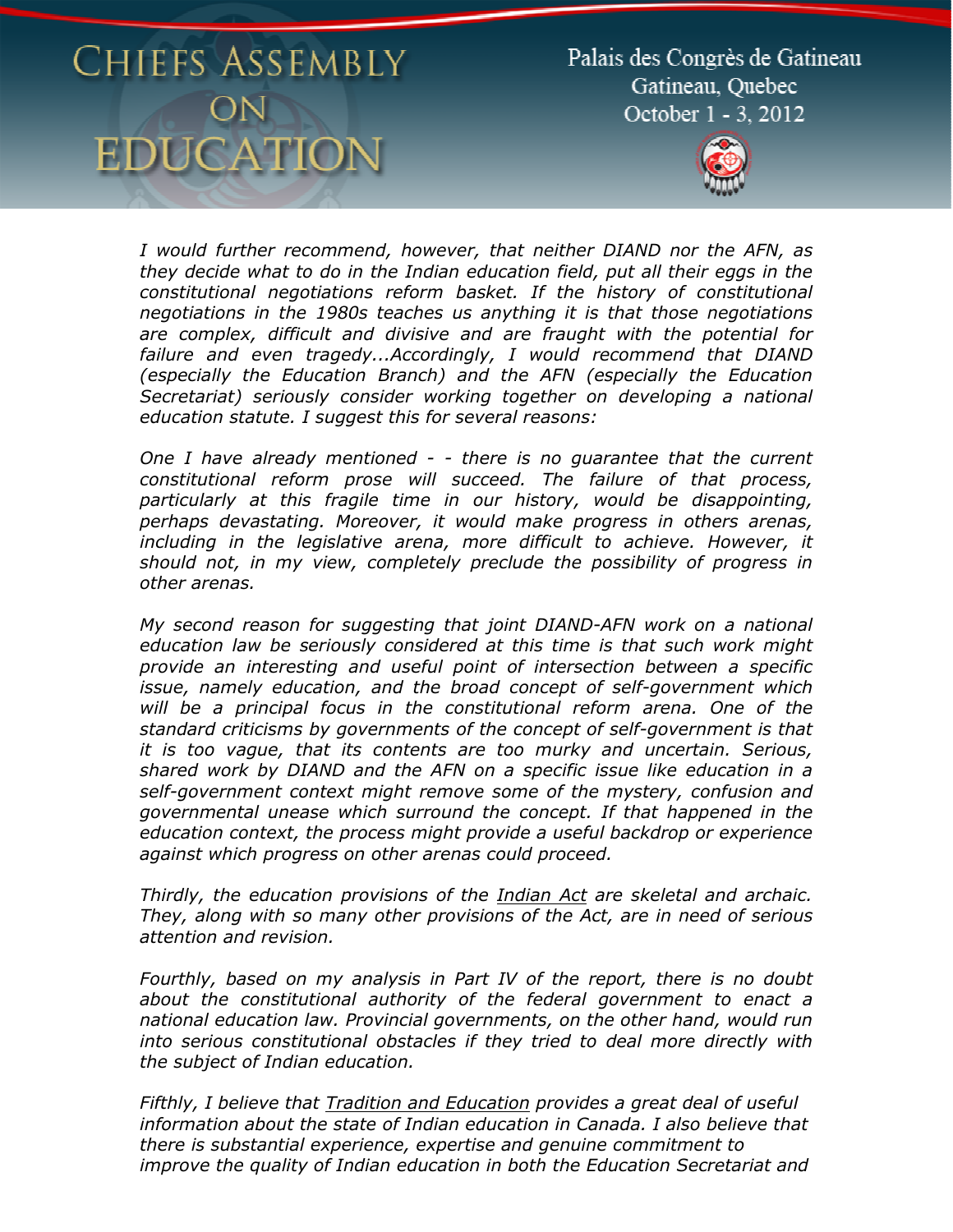*I would further recommend, however, that neither DIAND nor the AFN, as they decide what to do in the Indian education field, put all their eggs in the constitutional negotiations reform basket. If the history of constitutional negotiations in the 1980s teaches us anything it is that those negotiations are complex, difficult and divisive and are fraught with the potential for failure and even tragedy...Accordingly, I would recommend that DIAND (especially the Education Branch) and the AFN (especially the Education Secretariat) seriously consider working together on developing a national education statute. I suggest this for several reasons:*

*One I have already mentioned - - there is no guarantee that the current constitutional reform prose will succeed. The failure of that process, particularly at this fragile time in our history, would be disappointing, perhaps devastating. Moreover, it would make progress in others arenas, including in the legislative arena, more difficult to achieve. However, it should not, in my view, completely preclude the possibility of progress in other arenas.*

*My second reason for suggesting that joint DIAND-AFN work on a national education law be seriously considered at this time is that such work might provide an interesting and useful point of intersection between a specific issue, namely education, and the broad concept of self-government which will be a principal focus in the constitutional reform arena. One of the standard criticisms by governments of the concept of self-government is that it is too vague, that its contents are too murky and uncertain. Serious, shared work by DIAND and the AFN on a specific issue like education in a self-government context might remove some of the mystery, confusion and governmental unease which surround the concept. If that happened in the education context, the process might provide a useful backdrop or experience against which progress on other arenas could proceed.*

*Thirdly, the education provisions of the Indian Act are skeletal and archaic. They, along with so many other provisions of the Act, are in need of serious attention and revision.*

*Fourthly, based on my analysis in Part IV of the report, there is no doubt about the constitutional authority of the federal government to enact a national education law. Provincial governments, on the other hand, would run into serious constitutional obstacles if they tried to deal more directly with the subject of Indian education.*

*Fifthly, I believe that Tradition and Education provides a great deal of useful information about the state of Indian education in Canada. I also believe that there is substantial experience, expertise and genuine commitment to improve the quality of Indian education in both the Education Secretariat and*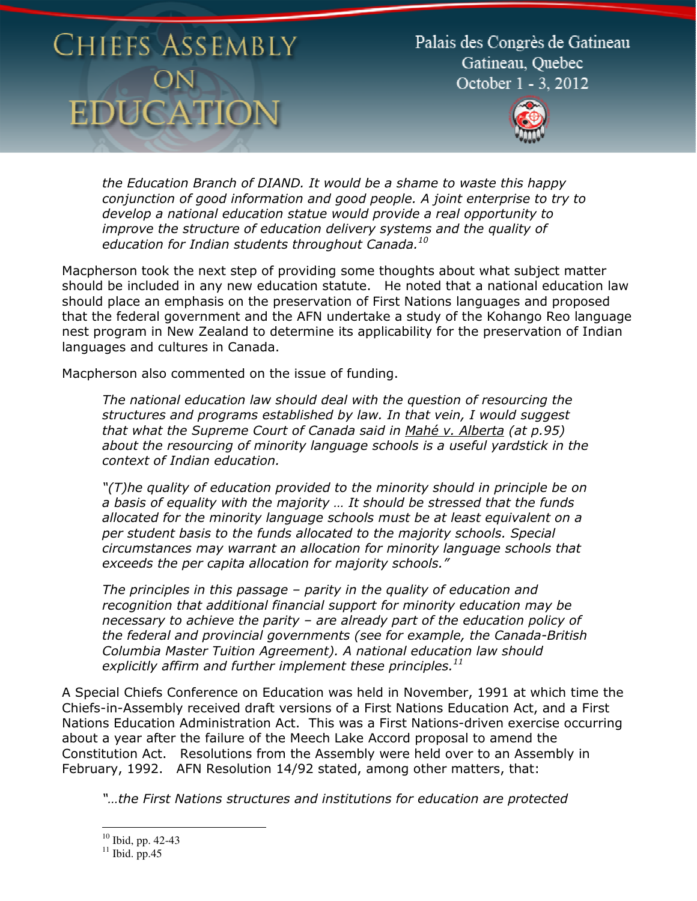*the Education Branch of DIAND. It would be a shame to waste this happy conjunction of good information and good people. A joint enterprise to try to develop a national education statue would provide a real opportunity to improve the structure of education delivery systems and the quality of education for Indian students throughout Canada.*[10]

Macpherson took the next step of providing some thoughts about what subject matter should be included in any new education statute. He noted that a national education law should place an emphasis on the preservation of First Nations languages and proposed that the federal government and the AFN undertake a study of the Kohango Reo language nest program in New Zealand to determine its applicability for the preservation of Indian languages and cultures in Canada.

Macpherson also commented on the issue of funding.

> *The national education law should deal with the question of resourcing the structures and programs established by law. In that vein, I would suggest that what the Supreme Court of Canada said in Mahé v. Alberta (at p.95) about the resourcing of minority language schools is a useful yardstick in the context of Indian education.*
>
> *"(T)he quality of education provided to the minority should in principle be on a basis of equality with the majority … It should be stressed that the funds allocated for the minority language schools must be at least equivalent on a per student basis to the funds allocated to the majority schools. Special circumstances may warrant an allocation for minority language schools that exceeds the per capita allocation for majority schools."*
>
> *The principles in this passage – parity in the quality of education and recognition that additional financial support for minority education may be necessary to achieve the parity – are already part of the education policy of the federal and provincial governments (see for example, the Canada-British Columbia Master Tuition Agreement). A national education law should explicitly affirm and further implement these principles.*[11]

A Special Chiefs Conference on Education was held in November, 1991 at which time the Chiefs-in-Assembly received draft versions of a First Nations Education Act, and a First Nations Education Administration Act. This was a First Nations-driven exercise occurring about a year after the failure of the Meech Lake Accord proposal to amend the Constitution Act. Resolutions from the Assembly were held over to an Assembly in February, 1992. AFN Resolution 14/92 stated, among other matters, that:

> *"…the First Nations structures and institutions for education are protected*

---

[10] Ibid, pp. 42-43

[11] Ibid. pp.45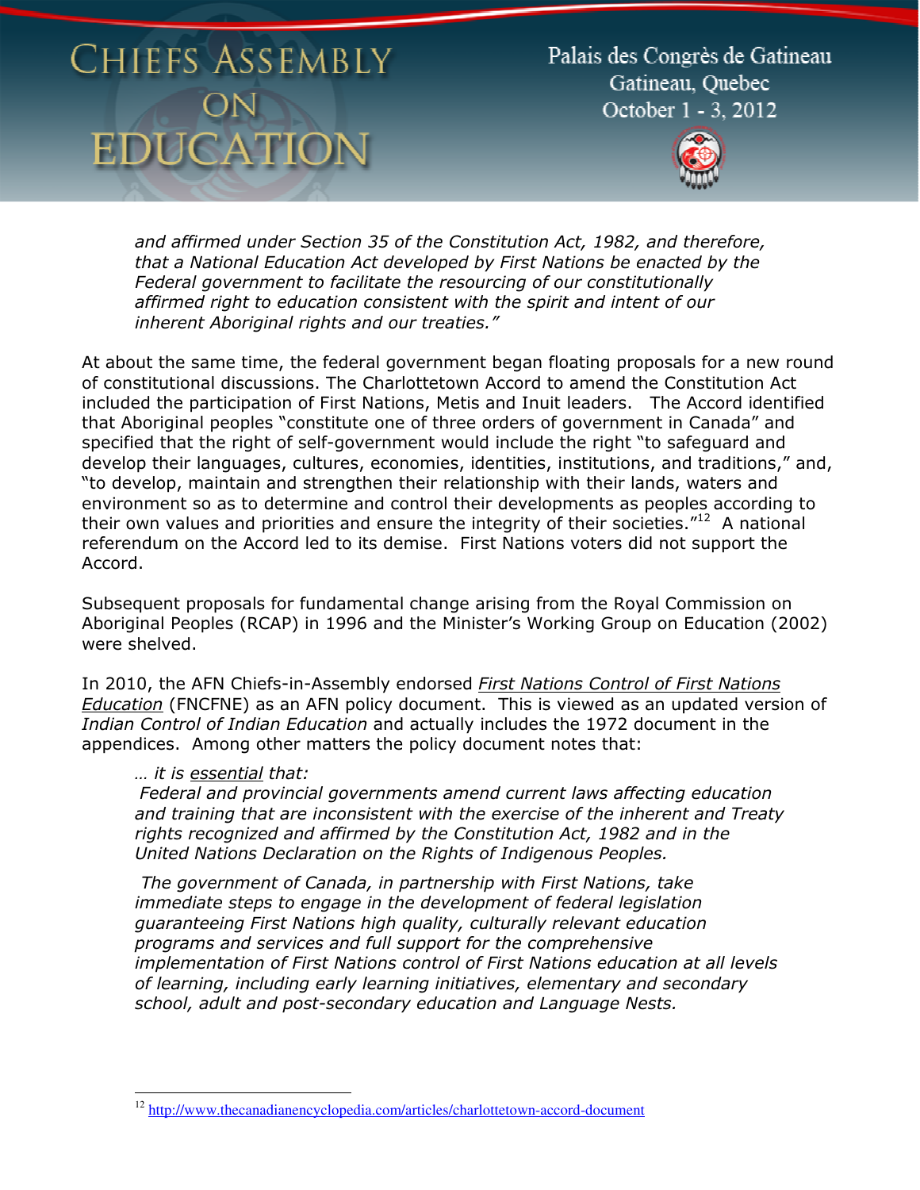*and affirmed under Section 35 of the Constitution Act, 1982, and therefore, that a National Education Act developed by First Nations be enacted by the Federal government to facilitate the resourcing of our constitutionally affirmed right to education consistent with the spirit and intent of our inherent Aboriginal rights and our treaties."*

At about the same time, the federal government began floating proposals for a new round of constitutional discussions. The Charlottetown Accord to amend the Constitution Act included the participation of First Nations, Metis and Inuit leaders. The Accord identified that Aboriginal peoples "constitute one of three orders of government in Canada" and specified that the right of self-government would include the right "to safeguard and develop their languages, cultures, economies, identities, institutions, and traditions," and, "to develop, maintain and strengthen their relationship with their lands, waters and environment so as to determine and control their developments as peoples according to their own values and priorities and ensure the integrity of their societies."[12] A national referendum on the Accord led to its demise. First Nations voters did not support the Accord.

Subsequent proposals for fundamental change arising from the Royal Commission on Aboriginal Peoples (RCAP) in 1996 and the Minister's Working Group on Education (2002) were shelved.

In 2010, the AFN Chiefs-in-Assembly endorsed *First Nations Control of First Nations Education* (FNCFNE) as an AFN policy document. This is viewed as an updated version of *Indian Control of Indian Education* and actually includes the 1972 document in the appendices. Among other matters the policy document notes that:

> *… it is essential that:*
> *Federal and provincial governments amend current laws affecting education and training that are inconsistent with the exercise of the inherent and Treaty rights recognized and affirmed by the Constitution Act, 1982 and in the United Nations Declaration on the Rights of Indigenous Peoples.*
>
> *The government of Canada, in partnership with First Nations, take immediate steps to engage in the development of federal legislation guaranteeing First Nations high quality, culturally relevant education programs and services and full support for the comprehensive implementation of First Nations control of First Nations education at all levels of learning, including early learning initiatives, elementary and secondary school, adult and post-secondary education and Language Nests.*

[12] http://www.thecanadianencyclopedia.com/articles/charlottetown-accord-document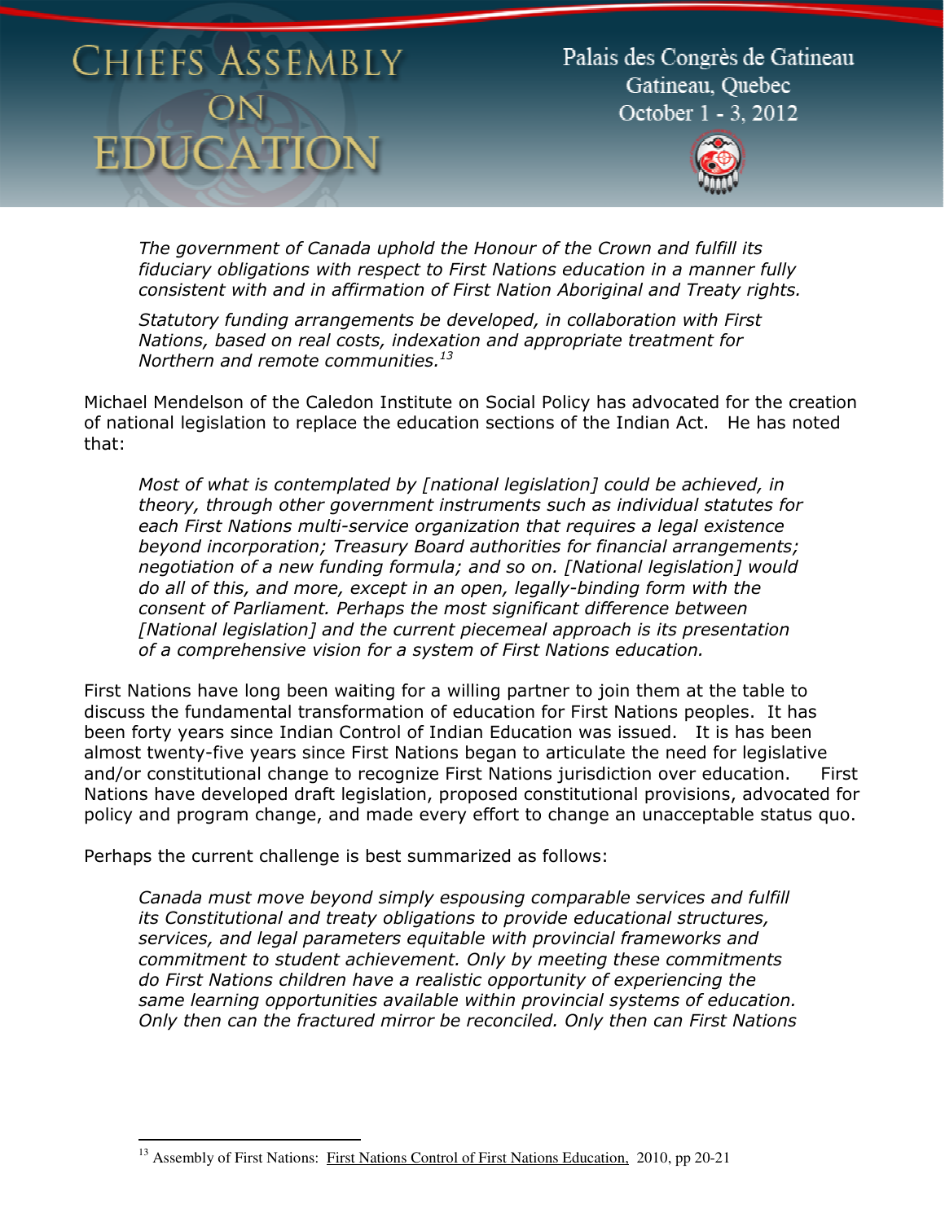*The government of Canada uphold the Honour of the Crown and fulfill its fiduciary obligations with respect to First Nations education in a manner fully consistent with and in affirmation of First Nation Aboriginal and Treaty rights.*

*Statutory funding arrangements be developed, in collaboration with First Nations, based on real costs, indexation and appropriate treatment for Northern and remote communities.*[13]

Michael Mendelson of the Caledon Institute on Social Policy has advocated for the creation of national legislation to replace the education sections of the Indian Act. He has noted that:

*Most of what is contemplated by [national legislation] could be achieved, in theory, through other government instruments such as individual statutes for each First Nations multi-service organization that requires a legal existence beyond incorporation; Treasury Board authorities for financial arrangements; negotiation of a new funding formula; and so on. [National legislation] would do all of this, and more, except in an open, legally-binding form with the consent of Parliament. Perhaps the most significant difference between [National legislation] and the current piecemeal approach is its presentation of a comprehensive vision for a system of First Nations education.*

First Nations have long been waiting for a willing partner to join them at the table to discuss the fundamental transformation of education for First Nations peoples. It has been forty years since Indian Control of Indian Education was issued. It is has been almost twenty-five years since First Nations began to articulate the need for legislative and/or constitutional change to recognize First Nations jurisdiction over education. First Nations have developed draft legislation, proposed constitutional provisions, advocated for policy and program change, and made every effort to change an unacceptable status quo.

Perhaps the current challenge is best summarized as follows:

*Canada must move beyond simply espousing comparable services and fulfill its Constitutional and treaty obligations to provide educational structures, services, and legal parameters equitable with provincial frameworks and commitment to student achievement. Only by meeting these commitments do First Nations children have a realistic opportunity of experiencing the same learning opportunities available within provincial systems of education. Only then can the fractured mirror be reconciled. Only then can First Nations*

---

[13] Assembly of First Nations: First Nations Control of First Nations Education, 2010, pp 20-21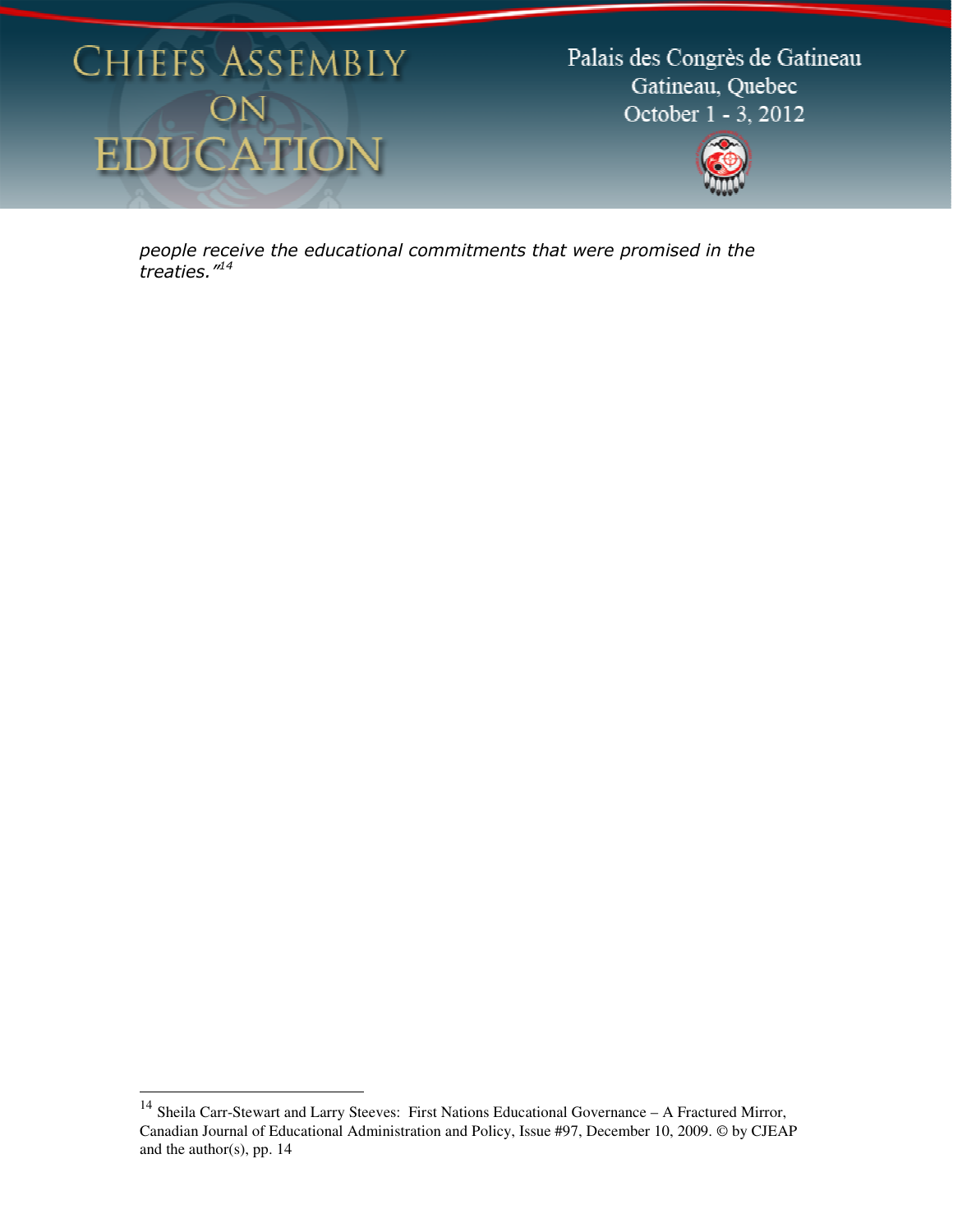*people receive the educational commitments that were promised in the treaties."*[14]

---

[14] Sheila Carr-Stewart and Larry Steeves: First Nations Educational Governance – A Fractured Mirror, Canadian Journal of Educational Administration and Policy, Issue #97, December 10, 2009. © by CJEAP and the author(s), pp. 14